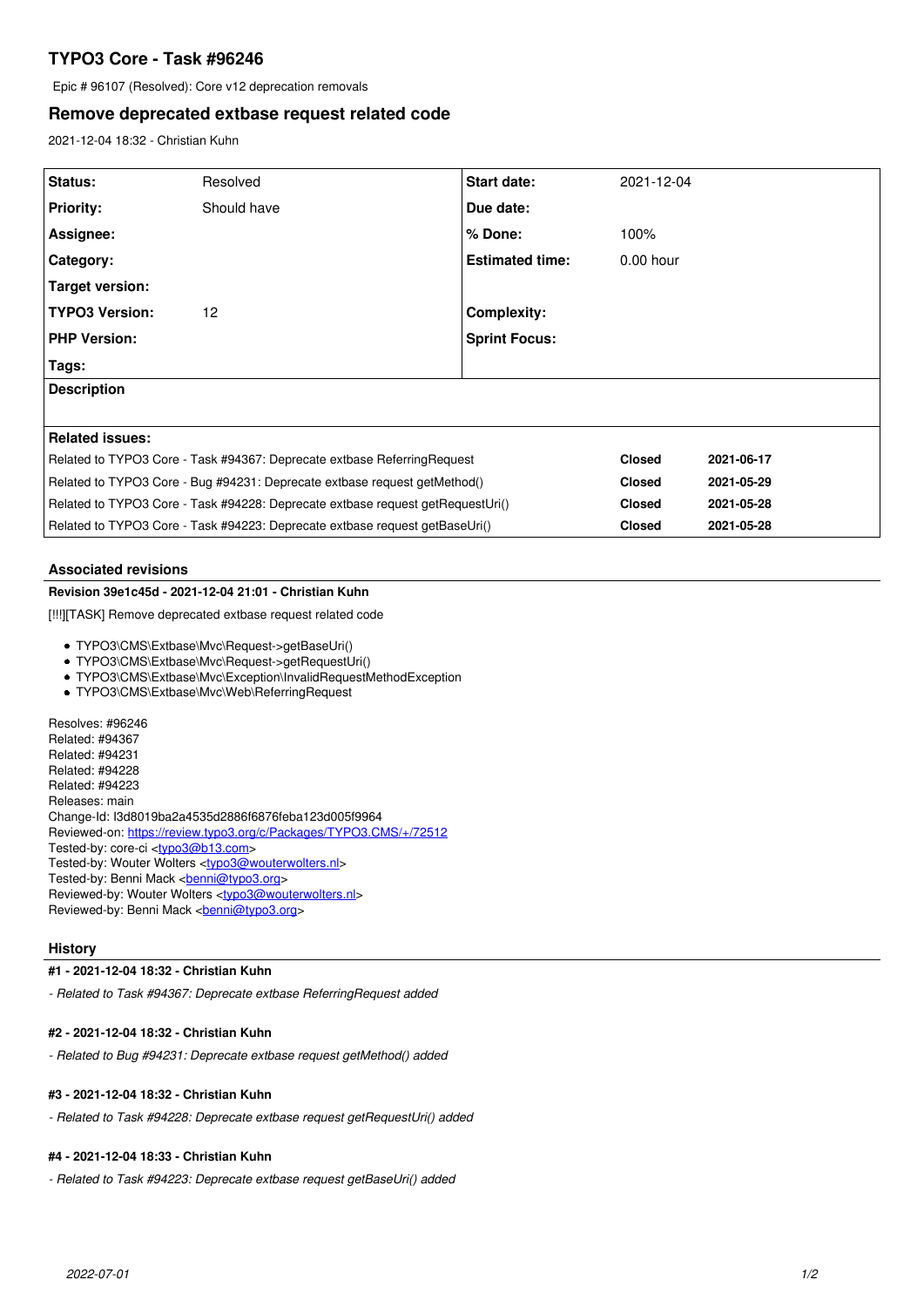# TYPO3 Core - Task #96246

Epic # 96107 (Resolved): Core v12 deprecation removals

## Remove deprecated extbase request related code

2021-12-04 18:32 - Christian Kuhn

| | | | |
|---|---|---|---|
| **Status:** | Resolved | **Start date:** | 2021-12-04 |
| **Priority:** | Should have | **Due date:** | |
| **Assignee:** | | **% Done:** | 100% |
| **Category:** | | **Estimated time:** | 0.00 hour |
| **Target version:** | | | |
| **TYPO3 Version:** | 12 | **Complexity:** | |
| **PHP Version:** | | **Sprint Focus:** | |
| **Tags:** | | | |

**Description**

**Related issues:**

| | | |
|---|---|---|
| Related to TYPO3 Core - Task #94367: Deprecate extbase ReferringRequest | **Closed** | **2021-06-17** |
| Related to TYPO3 Core - Bug #94231: Deprecate extbase request getMethod() | **Closed** | **2021-05-29** |
| Related to TYPO3 Core - Task #94228: Deprecate extbase request getRequestUri() | **Closed** | **2021-05-28** |
| Related to TYPO3 Core - Task #94223: Deprecate extbase request getBaseUri() | **Closed** | **2021-05-28** |

### Associated revisions

**Revision 39e1c45d - 2021-12-04 21:01 - Christian Kuhn**

[!!!][TASK] Remove deprecated extbase request related code

- TYPO3\CMS\Extbase\Mvc\Request->getBaseUri()
- TYPO3\CMS\Extbase\Mvc\Request->getRequestUri()
- TYPO3\CMS\Extbase\Mvc\Exception\InvalidRequestMethodException
- TYPO3\CMS\Extbase\Mvc\Web\ReferringRequest

Resolves: #96246
Related: #94367
Related: #94231
Related: #94228
Related: #94223
Releases: main
Change-Id: I3d8019ba2a4535d2886f6876feba123d005f9964
Reviewed-on: https://review.typo3.org/c/Packages/TYPO3.CMS/+/72512
Tested-by: core-ci <typo3@b13.com>
Tested-by: Wouter Wolters <typo3@wouterwolters.nl>
Tested-by: Benni Mack <benni@typo3.org>
Reviewed-by: Wouter Wolters <typo3@wouterwolters.nl>
Reviewed-by: Benni Mack <benni@typo3.org>

### History

**#1 - 2021-12-04 18:32 - Christian Kuhn**

*- Related to Task #94367: Deprecate extbase ReferringRequest added*

**#2 - 2021-12-04 18:32 - Christian Kuhn**

*- Related to Bug #94231: Deprecate extbase request getMethod() added*

**#3 - 2021-12-04 18:32 - Christian Kuhn**

*- Related to Task #94228: Deprecate extbase request getRequestUri() added*

**#4 - 2021-12-04 18:33 - Christian Kuhn**

*- Related to Task #94223: Deprecate extbase request getBaseUri() added*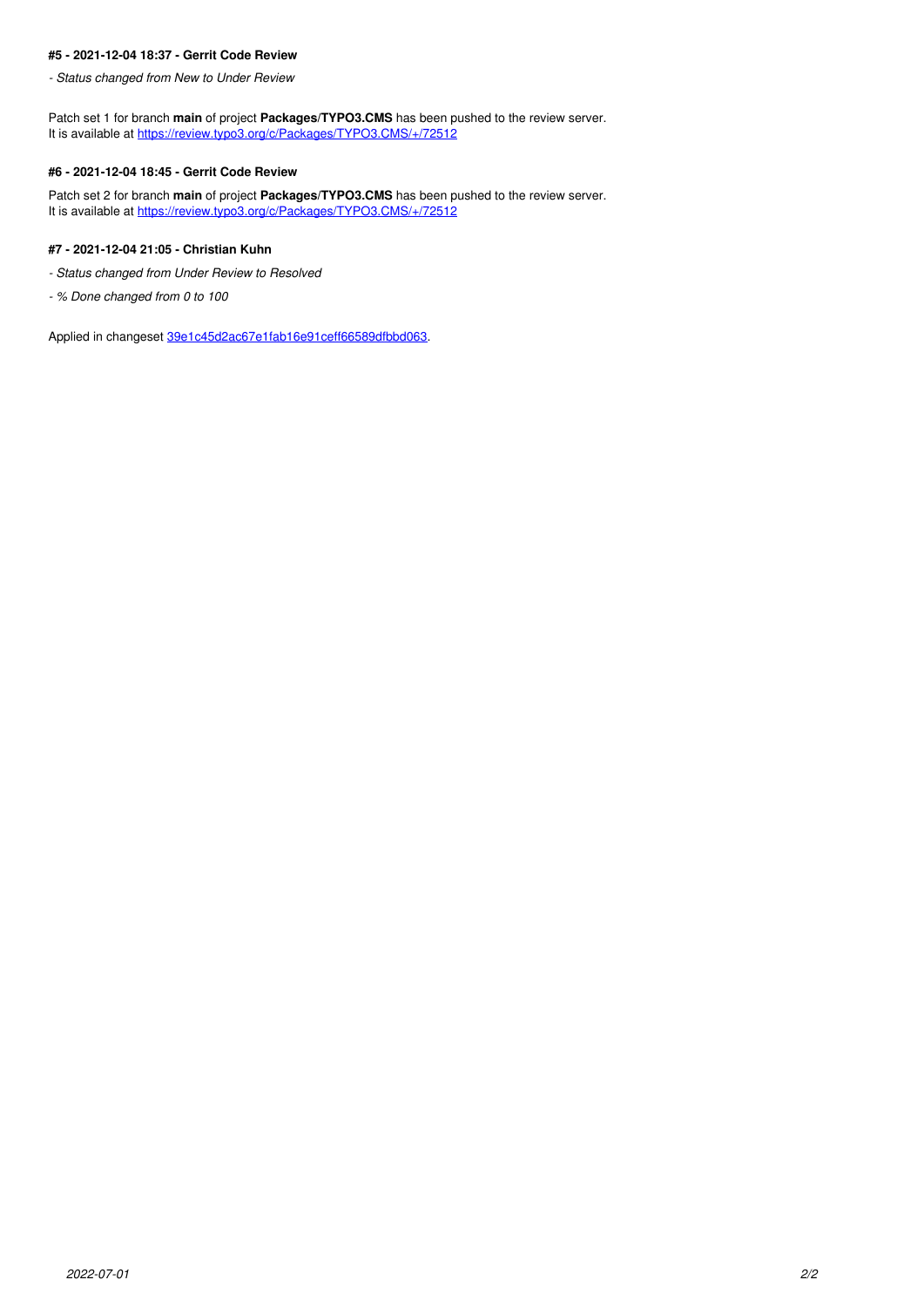#### #5 - 2021-12-04 18:37 - Gerrit Code Review

*- Status changed from New to Under Review*

Patch set 1 for branch **main** of project **Packages/TYPO3.CMS** has been pushed to the review server.
It is available at https://review.typo3.org/c/Packages/TYPO3.CMS/+/72512

#### #6 - 2021-12-04 18:45 - Gerrit Code Review

Patch set 2 for branch **main** of project **Packages/TYPO3.CMS** has been pushed to the review server.
It is available at https://review.typo3.org/c/Packages/TYPO3.CMS/+/72512

#### #7 - 2021-12-04 21:05 - Christian Kuhn

*- Status changed from Under Review to Resolved*

*- % Done changed from 0 to 100*

Applied in changeset 39e1c45d2ac67e1fab16e91ceff66589dfbbd063.